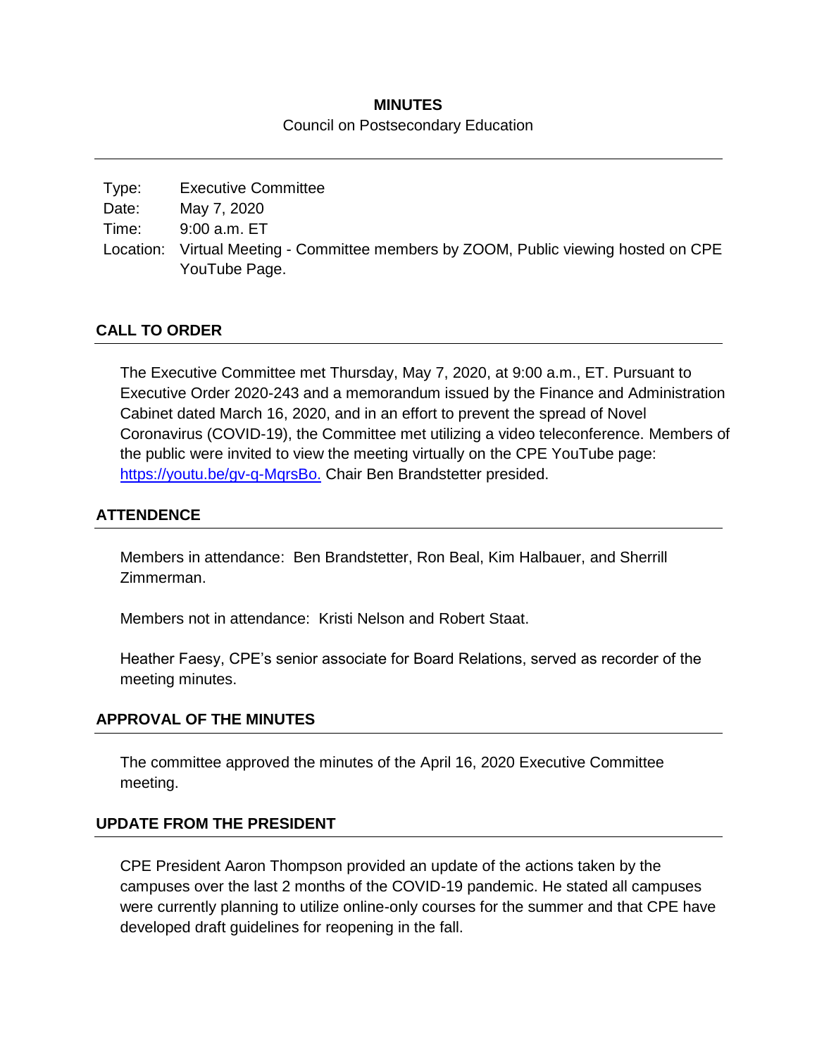# MINUTES

Council on Postsecondary Education

| | |
|---|---|
| Type: | Executive Committee |
| Date: | May 7, 2020 |
| Time: | 9:00 a.m. ET |
| Location: | Virtual Meeting - Committee members by ZOOM, Public viewing hosted on CPE YouTube Page. |

## CALL TO ORDER

The Executive Committee met Thursday, May 7, 2020, at 9:00 a.m., ET. Pursuant to Executive Order 2020-243 and a memorandum issued by the Finance and Administration Cabinet dated March 16, 2020, and in an effort to prevent the spread of Novel Coronavirus (COVID-19), the Committee met utilizing a video teleconference. Members of the public were invited to view the meeting virtually on the CPE YouTube page: [https://youtu.be/gv-q-MqrsBo.](https://youtu.be/gv-q-MqrsBo) Chair Ben Brandstetter presided.

## ATTENDENCE

Members in attendance: Ben Brandstetter, Ron Beal, Kim Halbauer, and Sherrill Zimmerman.

Members not in attendance: Kristi Nelson and Robert Staat.

Heather Faesy, CPE's senior associate for Board Relations, served as recorder of the meeting minutes.

## APPROVAL OF THE MINUTES

The committee approved the minutes of the April 16, 2020 Executive Committee meeting.

## UPDATE FROM THE PRESIDENT

CPE President Aaron Thompson provided an update of the actions taken by the campuses over the last 2 months of the COVID-19 pandemic. He stated all campuses were currently planning to utilize online-only courses for the summer and that CPE have developed draft guidelines for reopening in the fall.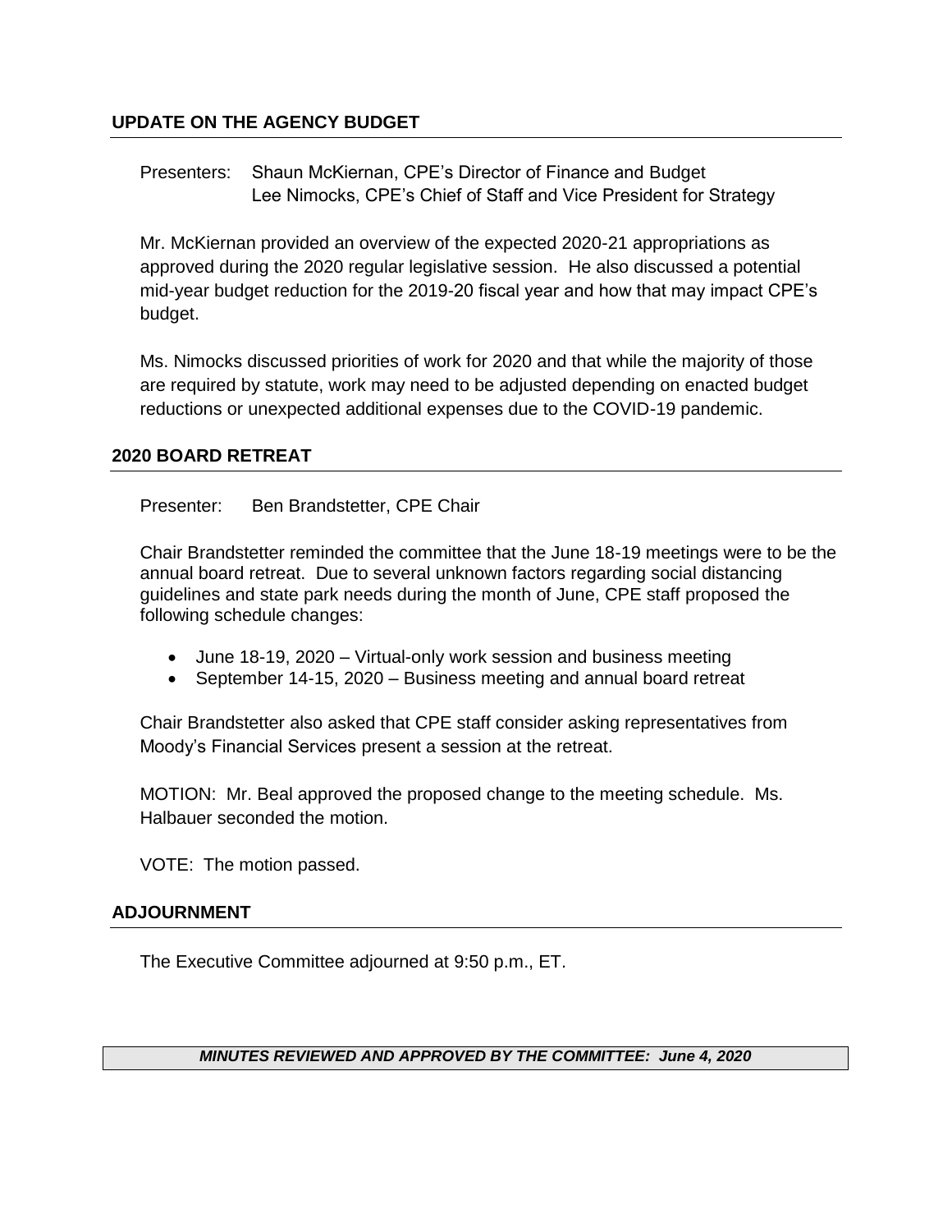## UPDATE ON THE AGENCY BUDGET

Presenters: Shaun McKiernan, CPE's Director of Finance and Budget
Lee Nimocks, CPE's Chief of Staff and Vice President for Strategy

Mr. McKiernan provided an overview of the expected 2020-21 appropriations as approved during the 2020 regular legislative session. He also discussed a potential mid-year budget reduction for the 2019-20 fiscal year and how that may impact CPE's budget.

Ms. Nimocks discussed priorities of work for 2020 and that while the majority of those are required by statute, work may need to be adjusted depending on enacted budget reductions or unexpected additional expenses due to the COVID-19 pandemic.

## 2020 BOARD RETREAT

Presenter: Ben Brandstetter, CPE Chair

Chair Brandstetter reminded the committee that the June 18-19 meetings were to be the annual board retreat. Due to several unknown factors regarding social distancing guidelines and state park needs during the month of June, CPE staff proposed the following schedule changes:

- June 18-19, 2020 – Virtual-only work session and business meeting
- September 14-15, 2020 – Business meeting and annual board retreat

Chair Brandstetter also asked that CPE staff consider asking representatives from Moody's Financial Services present a session at the retreat.

MOTION: Mr. Beal approved the proposed change to the meeting schedule. Ms. Halbauer seconded the motion.

VOTE: The motion passed.

## ADJOURNMENT

The Executive Committee adjourned at 9:50 p.m., ET.

***MINUTES REVIEWED AND APPROVED BY THE COMMITTEE: June 4, 2020***